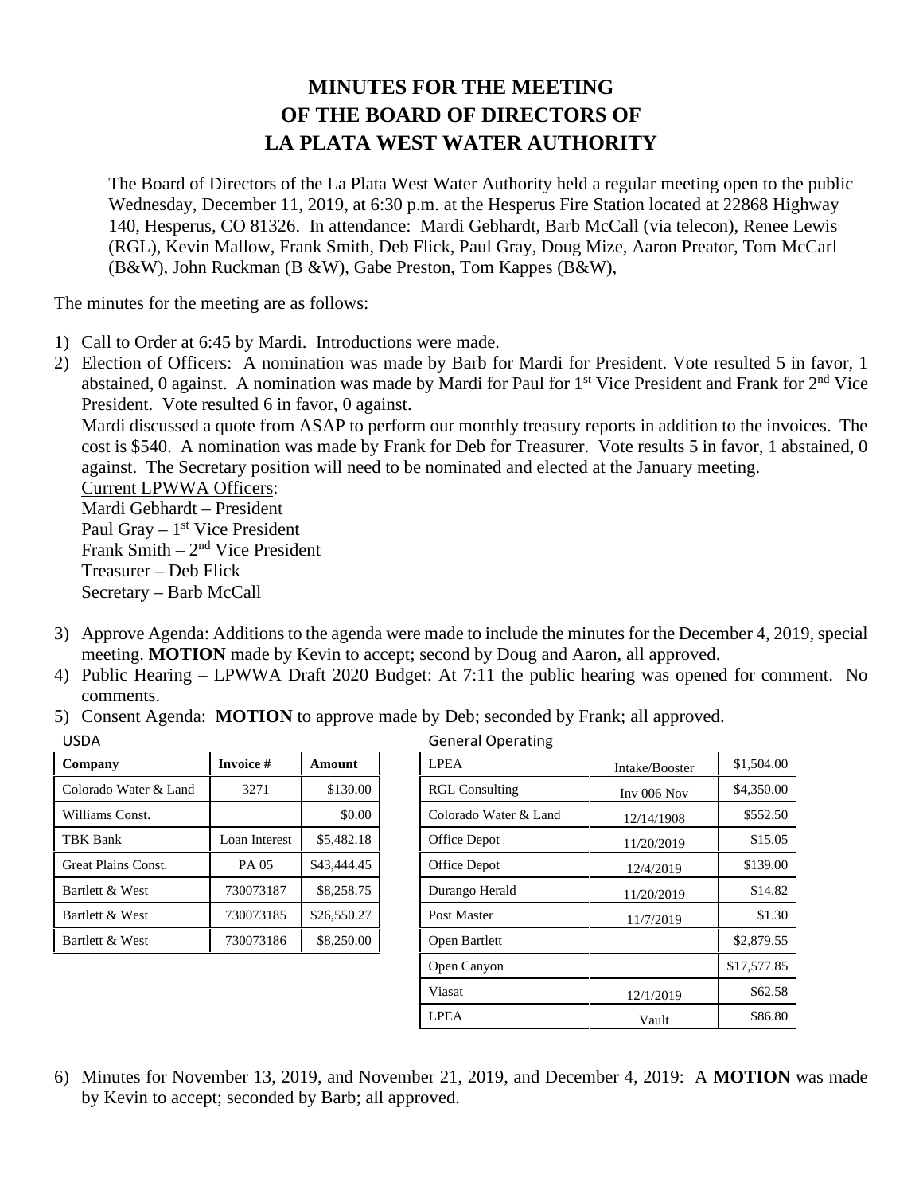# MINUTES FOR THE MEETING
# OF THE BOARD OF DIRECTORS OF
# LA PLATA WEST WATER AUTHORITY

The Board of Directors of the La Plata West Water Authority held a regular meeting open to the public Wednesday, December 11, 2019, at 6:30 p.m. at the Hesperus Fire Station located at 22868 Highway 140, Hesperus, CO 81326. In attendance: Mardi Gebhardt, Barb McCall (via telecon), Renee Lewis (RGL), Kevin Mallow, Frank Smith, Deb Flick, Paul Gray, Doug Mize, Aaron Preator, Tom McCarl (B&W), John Ruckman (B &W), Gabe Preston, Tom Kappes (B&W),

The minutes for the meeting are as follows:

1) Call to Order at 6:45 by Mardi. Introductions were made.
2) Election of Officers: A nomination was made by Barb for Mardi for President. Vote resulted 5 in favor, 1 abstained, 0 against. A nomination was made by Mardi for Paul for 1st Vice President and Frank for 2nd Vice President. Vote resulted 6 in favor, 0 against.
   Mardi discussed a quote from ASAP to perform our monthly treasury reports in addition to the invoices. The cost is $540. A nomination was made by Frank for Deb for Treasurer. Vote results 5 in favor, 1 abstained, 0 against. The Secretary position will need to be nominated and elected at the January meeting.
   Current LPWWA Officers:
   Mardi Gebhardt – President
   Paul Gray – 1st Vice President
   Frank Smith – 2nd Vice President
   Treasurer – Deb Flick
   Secretary – Barb McCall
3) Approve Agenda: Additions to the agenda were made to include the minutes for the December 4, 2019, special meeting. **MOTION** made by Kevin to accept; second by Doug and Aaron, all approved.
4) Public Hearing – LPWWA Draft 2020 Budget: At 7:11 the public hearing was opened for comment. No comments.
5) Consent Agenda: **MOTION** to approve made by Deb; seconded by Frank; all approved.

USDA

| Company | Invoice # | Amount |
|---|---|---|
| Colorado Water & Land | 3271 | $130.00 |
| Williams Const. | | $0.00 |
| TBK Bank | Loan Interest | $5,482.18 |
| Great Plains Const. | PA 05 | $43,444.45 |
| Bartlett & West | 730073187 | $8,258.75 |
| Bartlett & West | 730073185 | $26,550.27 |
| Bartlett & West | 730073186 | $8,250.00 |

General Operating

| | | |
|---|---|---|
| LPEA | Intake/Booster | $1,504.00 |
| RGL Consulting | Inv 006 Nov | $4,350.00 |
| Colorado Water & Land | 12/14/1908 | $552.50 |
| Office Depot | 11/20/2019 | $15.05 |
| Office Depot | 12/4/2019 | $139.00 |
| Durango Herald | 11/20/2019 | $14.82 |
| Post Master | 11/7/2019 | $1.30 |
| Open Bartlett | | $2,879.55 |
| Open Canyon | | $17,577.85 |
| Viasat | 12/1/2019 | $62.58 |
| LPEA | Vault | $86.80 |

6) Minutes for November 13, 2019, and November 21, 2019, and December 4, 2019: A **MOTION** was made by Kevin to accept; seconded by Barb; all approved.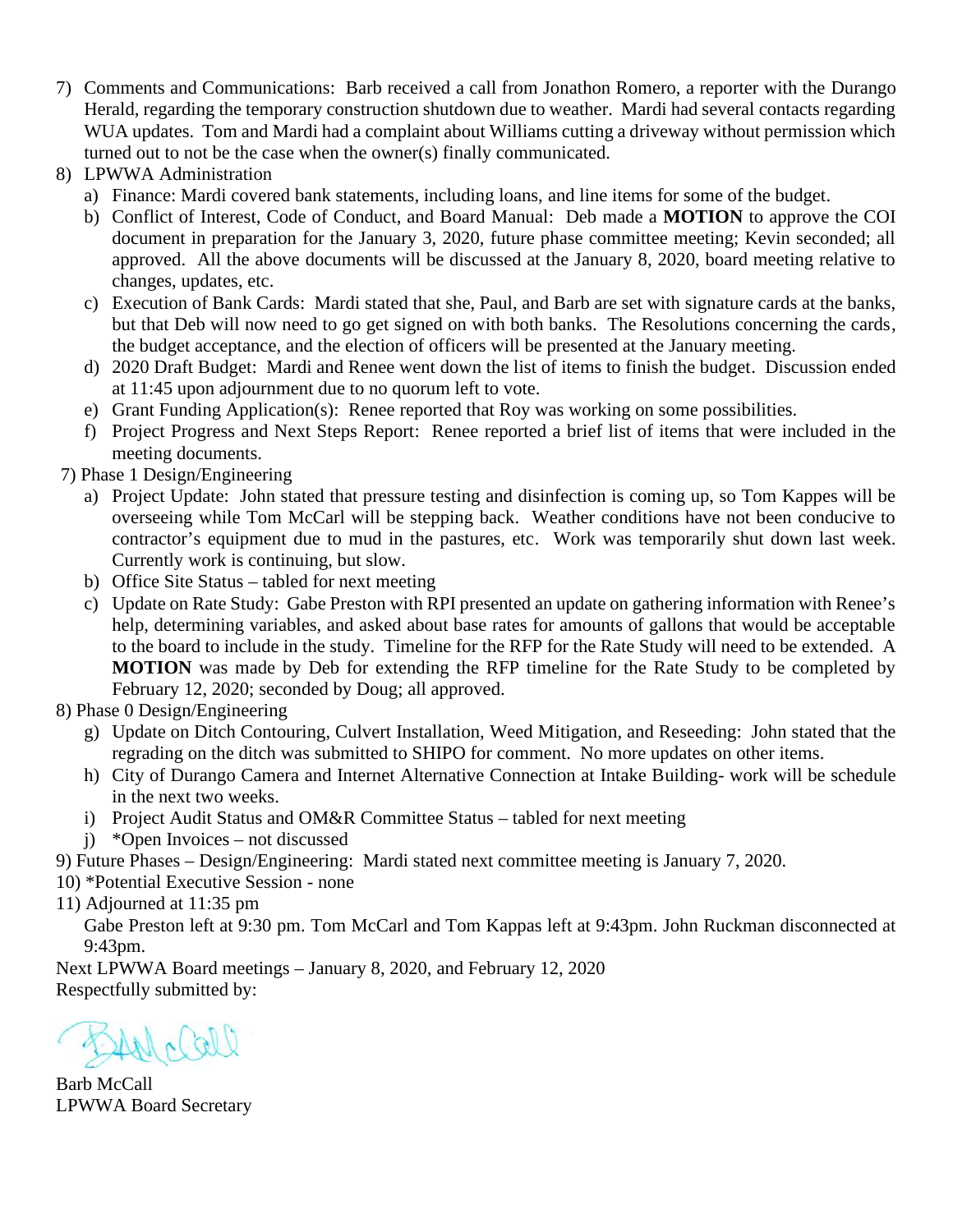7) Comments and Communications: Barb received a call from Jonathon Romero, a reporter with the Durango Herald, regarding the temporary construction shutdown due to weather. Mardi had several contacts regarding WUA updates. Tom and Mardi had a complaint about Williams cutting a driveway without permission which turned out to not be the case when the owner(s) finally communicated.

8) LPWWA Administration
   a) Finance: Mardi covered bank statements, including loans, and line items for some of the budget.
   b) Conflict of Interest, Code of Conduct, and Board Manual: Deb made a **MOTION** to approve the COI document in preparation for the January 3, 2020, future phase committee meeting; Kevin seconded; all approved. All the above documents will be discussed at the January 8, 2020, board meeting relative to changes, updates, etc.
   c) Execution of Bank Cards: Mardi stated that she, Paul, and Barb are set with signature cards at the banks, but that Deb will now need to go get signed on with both banks. The Resolutions concerning the cards, the budget acceptance, and the election of officers will be presented at the January meeting.
   d) 2020 Draft Budget: Mardi and Renee went down the list of items to finish the budget. Discussion ended at 11:45 upon adjournment due to no quorum left to vote.
   e) Grant Funding Application(s): Renee reported that Roy was working on some possibilities.
   f) Project Progress and Next Steps Report: Renee reported a brief list of items that were included in the meeting documents.

7) Phase 1 Design/Engineering
   a) Project Update: John stated that pressure testing and disinfection is coming up, so Tom Kappes will be overseeing while Tom McCarl will be stepping back. Weather conditions have not been conducive to contractor's equipment due to mud in the pastures, etc. Work was temporarily shut down last week. Currently work is continuing, but slow.
   b) Office Site Status – tabled for next meeting
   c) Update on Rate Study: Gabe Preston with RPI presented an update on gathering information with Renee's help, determining variables, and asked about base rates for amounts of gallons that would be acceptable to the board to include in the study. Timeline for the RFP for the Rate Study will need to be extended. A **MOTION** was made by Deb for extending the RFP timeline for the Rate Study to be completed by February 12, 2020; seconded by Doug; all approved.

8) Phase 0 Design/Engineering
   g) Update on Ditch Contouring, Culvert Installation, Weed Mitigation, and Reseeding: John stated that the regrading on the ditch was submitted to SHIPO for comment. No more updates on other items.
   h) City of Durango Camera and Internet Alternative Connection at Intake Building- work will be schedule in the next two weeks.
   i) Project Audit Status and OM&R Committee Status – tabled for next meeting
   j) *Open Invoices – not discussed

9) Future Phases – Design/Engineering: Mardi stated next committee meeting is January 7, 2020.

10) *Potential Executive Session - none

11) Adjourned at 11:35 pm

    Gabe Preston left at 9:30 pm. Tom McCarl and Tom Kappas left at 9:43pm. John Ruckman disconnected at 9:43pm.

Next LPWWA Board meetings – January 8, 2020, and February 12, 2020

Respectfully submitted by:

Barb McCall
LPWWA Board Secretary